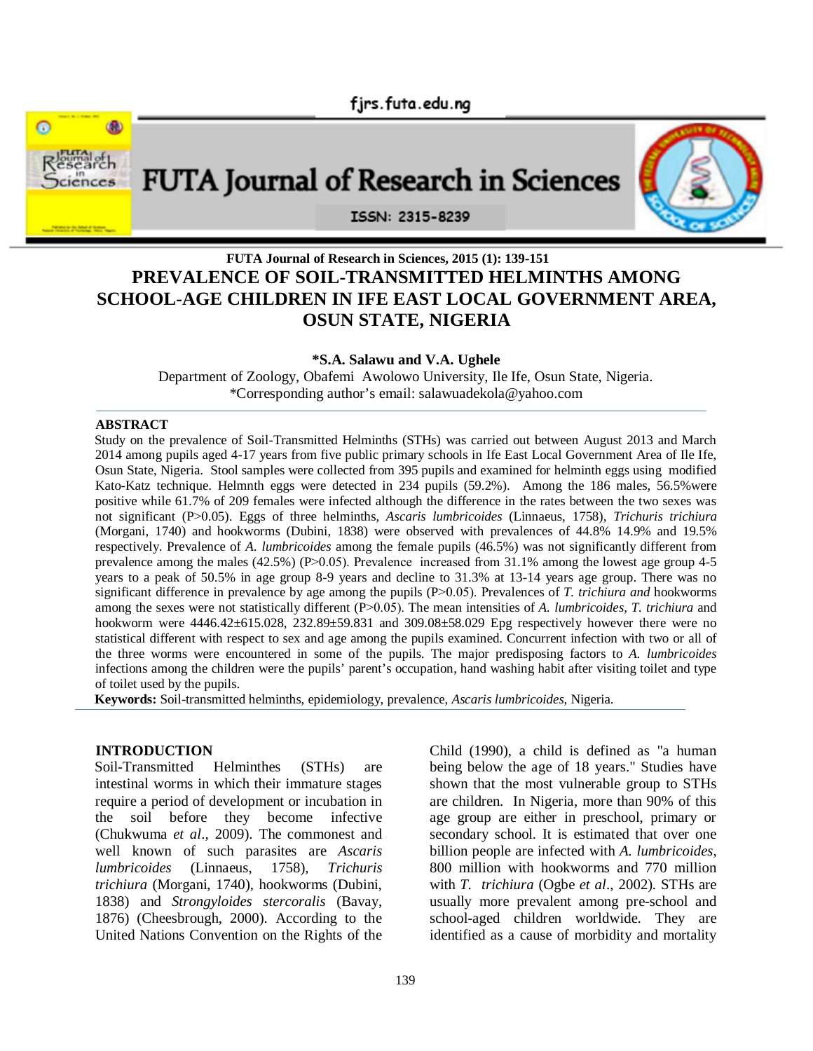# PREVALENCE OF SOIL-TRANSMITTED HELMINTHS AMONG SCHOOL-AGE CHILDREN IN IFE EAST LOCAL GOVERNMENT AREA, OSUN STATE, NIGERIA

**\*S.A. Salawu and V.A. Ughele**

Department of Zoology, Obafemi Awolowo University, Ile Ife, Osun State, Nigeria.
\*Corresponding author's email: salawuadekola@yahoo.com

## ABSTRACT

Study on the prevalence of Soil-Transmitted Helminths (STHs) was carried out between August 2013 and March 2014 among pupils aged 4-17 years from five public primary schools in Ife East Local Government Area of Ile Ife, Osun State, Nigeria. Stool samples were collected from 395 pupils and examined for helminth eggs using modified Kato-Katz technique. Helmnth eggs were detected in 234 pupils (59.2%). Among the 186 males, 56.5%were positive while 61.7% of 209 females were infected although the difference in the rates between the two sexes was not significant (P>0.05). Eggs of three helminths, *Ascaris lumbricoides* (Linnaeus, 1758), *Trichuris trichiura* (Morgani, 1740) and hookworms (Dubini, 1838) were observed with prevalences of 44.8% 14.9% and 19.5% respectively. Prevalence of *A. lumbricoides* among the female pupils (46.5%) was not significantly different from prevalence among the males (42.5%) (P>0.05). Prevalence increased from 31.1% among the lowest age group 4-5 years to a peak of 50.5% in age group 8-9 years and decline to 31.3% at 13-14 years age group. There was no significant difference in prevalence by age among the pupils (P>0.05). Prevalences of *T. trichiura and* hookworms among the sexes were not statistically different (P>0.05). The mean intensities of *A. lumbricoides, T. trichiura* and hookworm were 4446.42±615.028, 232.89±59.831 and 309.08±58.029 Epg respectively however there were no statistical different with respect to sex and age among the pupils examined. Concurrent infection with two or all of the three worms were encountered in some of the pupils. The major predisposing factors to *A. lumbricoides* infections among the children were the pupils' parent's occupation, hand washing habit after visiting toilet and type of toilet used by the pupils.

**Keywords:** Soil-transmitted helminths, epidemiology, prevalence, *Ascaris lumbricoides,* Nigeria.

## INTRODUCTION

Soil-Transmitted Helminthes (STHs) are intestinal worms in which their immature stages require a period of development or incubation in the soil before they become infective (Chukwuma *et al*., 2009). The commonest and well known of such parasites are *Ascaris lumbricoides* (Linnaeus, 1758), *Trichuris trichiura* (Morgani, 1740), hookworms (Dubini, 1838) and *Strongyloides stercoralis* (Bavay, 1876) (Cheesbrough, 2000). According to the United Nations Convention on the Rights of the Child (1990), a child is defined as "a human being below the age of 18 years." Studies have shown that the most vulnerable group to STHs are children. In Nigeria, more than 90% of this age group are either in preschool, primary or secondary school. It is estimated that over one billion people are infected with *A. lumbricoides*, 800 million with hookworms and 770 million with *T. trichiura* (Ogbe *et al*., 2002). STHs are usually more prevalent among pre-school and school-aged children worldwide. They are identified as a cause of morbidity and mortality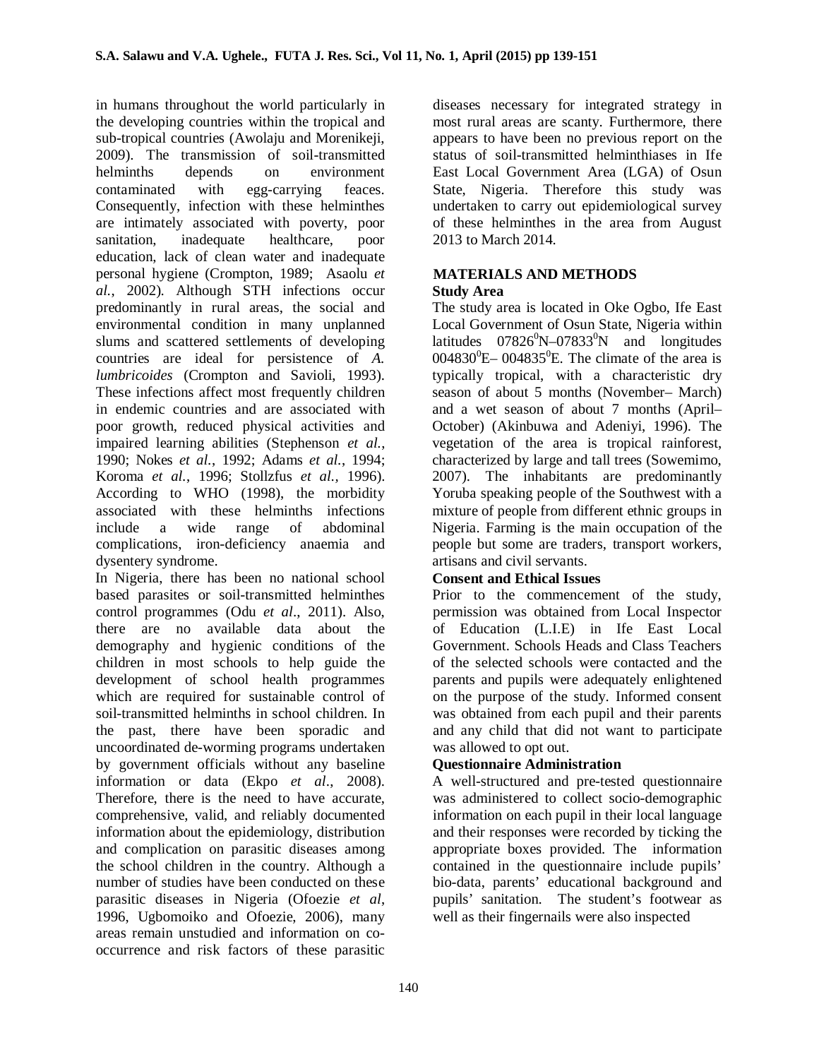in humans throughout the world particularly in the developing countries within the tropical and sub-tropical countries (Awolaju and Morenikeji, 2009). The transmission of soil-transmitted helminths depends on environment contaminated with egg-carrying feaces. Consequently, infection with these helminthes are intimately associated with poverty, poor sanitation, inadequate healthcare, poor education, lack of clean water and inadequate personal hygiene (Crompton, 1989; Asaolu *et al.*, 2002). Although STH infections occur predominantly in rural areas, the social and environmental condition in many unplanned slums and scattered settlements of developing countries are ideal for persistence of *A. lumbricoides* (Crompton and Savioli, 1993). These infections affect most frequently children in endemic countries and are associated with poor growth, reduced physical activities and impaired learning abilities (Stephenson *et al.*, 1990; Nokes *et al.*, 1992; Adams *et al.*, 1994; Koroma *et al.*, 1996; Stollzfus *et al.*, 1996). According to WHO (1998), the morbidity associated with these helminths infections include a wide range of abdominal complications, iron-deficiency anaemia and dysentery syndrome.

In Nigeria, there has been no national school based parasites or soil-transmitted helminthes control programmes (Odu *et al*., 2011). Also, there are no available data about the demography and hygienic conditions of the children in most schools to help guide the development of school health programmes which are required for sustainable control of soil-transmitted helminths in school children. In the past, there have been sporadic and uncoordinated de-worming programs undertaken by government officials without any baseline information or data (Ekpo *et al*., 2008). Therefore, there is the need to have accurate, comprehensive, valid, and reliably documented information about the epidemiology, distribution and complication on parasitic diseases among the school children in the country. Although a number of studies have been conducted on these parasitic diseases in Nigeria (Ofoezie *et al*, 1996, Ugbomoiko and Ofoezie, 2006), many areas remain unstudied and information on co-occurrence and risk factors of these parasitic diseases necessary for integrated strategy in most rural areas are scanty. Furthermore, there appears to have been no previous report on the status of soil-transmitted helminthiases in Ife East Local Government Area (LGA) of Osun State, Nigeria. Therefore this study was undertaken to carry out epidemiological survey of these helminthes in the area from August 2013 to March 2014.

## MATERIALS AND METHODS

### Study Area

The study area is located in Oke Ogbo, Ife East Local Government of Osun State, Nigeria within latitudes $07826^0$N–$07833^0$N and longitudes $004830^0$E– $004835^0$E. The climate of the area is typically tropical, with a characteristic dry season of about 5 months (November– March) and a wet season of about 7 months (April–October) (Akinbuwa and Adeniyi, 1996). The vegetation of the area is tropical rainforest, characterized by large and tall trees (Sowemimo, 2007). The inhabitants are predominantly Yoruba speaking people of the Southwest with a mixture of people from different ethnic groups in Nigeria. Farming is the main occupation of the people but some are traders, transport workers, artisans and civil servants.

### Consent and Ethical Issues

Prior to the commencement of the study, permission was obtained from Local Inspector of Education (L.I.E) in Ife East Local Government. Schools Heads and Class Teachers of the selected schools were contacted and the parents and pupils were adequately enlightened on the purpose of the study. Informed consent was obtained from each pupil and their parents and any child that did not want to participate was allowed to opt out.

### Questionnaire Administration

A well-structured and pre-tested questionnaire was administered to collect socio-demographic information on each pupil in their local language and their responses were recorded by ticking the appropriate boxes provided. The information contained in the questionnaire include pupils' bio-data, parents' educational background and pupils' sanitation. The student's footwear as well as their fingernails were also inspected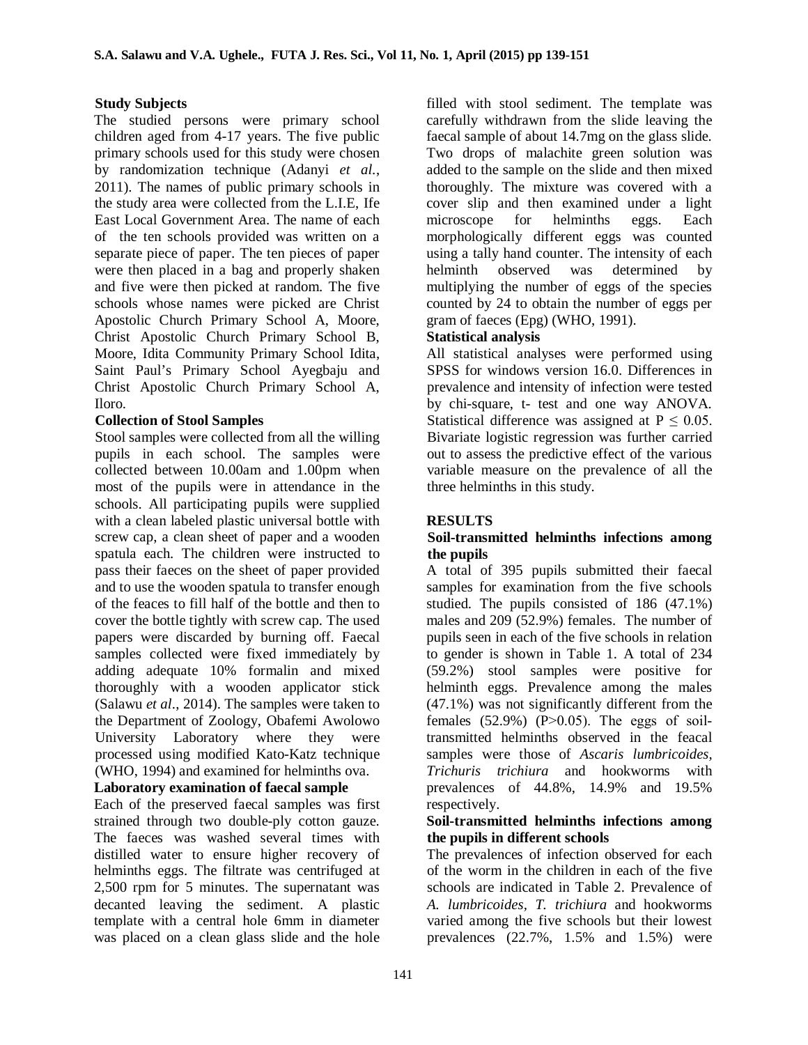### Study Subjects

The studied persons were primary school children aged from 4-17 years. The five public primary schools used for this study were chosen by randomization technique (Adanyi *et al.*, 2011). The names of public primary schools in the study area were collected from the L.I.E, Ife East Local Government Area. The name of each of the ten schools provided was written on a separate piece of paper. The ten pieces of paper were then placed in a bag and properly shaken and five were then picked at random. The five schools whose names were picked are Christ Apostolic Church Primary School A, Moore, Christ Apostolic Church Primary School B, Moore, Idita Community Primary School Idita, Saint Paul's Primary School Ayegbaju and Christ Apostolic Church Primary School A, Iloro.

### Collection of Stool Samples

Stool samples were collected from all the willing pupils in each school. The samples were collected between 10.00am and 1.00pm when most of the pupils were in attendance in the schools. All participating pupils were supplied with a clean labeled plastic universal bottle with screw cap, a clean sheet of paper and a wooden spatula each. The children were instructed to pass their faeces on the sheet of paper provided and to use the wooden spatula to transfer enough of the feaces to fill half of the bottle and then to cover the bottle tightly with screw cap. The used papers were discarded by burning off. Faecal samples collected were fixed immediately by adding adequate 10% formalin and mixed thoroughly with a wooden applicator stick (Salawu *et al*., 2014). The samples were taken to the Department of Zoology, Obafemi Awolowo University Laboratory where they were processed using modified Kato-Katz technique (WHO, 1994) and examined for helminths ova.

### Laboratory examination of faecal sample

Each of the preserved faecal samples was first strained through two double-ply cotton gauze. The faeces was washed several times with distilled water to ensure higher recovery of helminths eggs. The filtrate was centrifuged at 2,500 rpm for 5 minutes. The supernatant was decanted leaving the sediment. A plastic template with a central hole 6mm in diameter was placed on a clean glass slide and the hole filled with stool sediment. The template was carefully withdrawn from the slide leaving the faecal sample of about 14.7mg on the glass slide. Two drops of malachite green solution was added to the sample on the slide and then mixed thoroughly. The mixture was covered with a cover slip and then examined under a light microscope for helminths eggs. Each morphologically different eggs was counted using a tally hand counter. The intensity of each helminth observed was determined by multiplying the number of eggs of the species counted by 24 to obtain the number of eggs per gram of faeces (Epg) (WHO, 1991).

### Statistical analysis

All statistical analyses were performed using SPSS for windows version 16.0. Differences in prevalence and intensity of infection were tested by chi-square, t- test and one way ANOVA. Statistical difference was assigned at $P \leq 0.05$. Bivariate logistic regression was further carried out to assess the predictive effect of the various variable measure on the prevalence of all the three helminths in this study.

## RESULTS

### Soil-transmitted helminths infections among the pupils

A total of 395 pupils submitted their faecal samples for examination from the five schools studied. The pupils consisted of 186 (47.1%) males and 209 (52.9%) females. The number of pupils seen in each of the five schools in relation to gender is shown in Table 1. A total of 234 (59.2%) stool samples were positive for helminth eggs. Prevalence among the males (47.1%) was not significantly different from the females (52.9%) ($P>0.05$). The eggs of soil-transmitted helminths observed in the feacal samples were those of *Ascaris lumbricoides*, *Trichuris trichiura* and hookworms with prevalences of 44.8%, 14.9% and 19.5% respectively.

### Soil-transmitted helminths infections among the pupils in different schools

The prevalences of infection observed for each of the worm in the children in each of the five schools are indicated in Table 2. Prevalence of *A. lumbricoides*, *T. trichiura* and hookworms varied among the five schools but their lowest prevalences (22.7%, 1.5% and 1.5%) were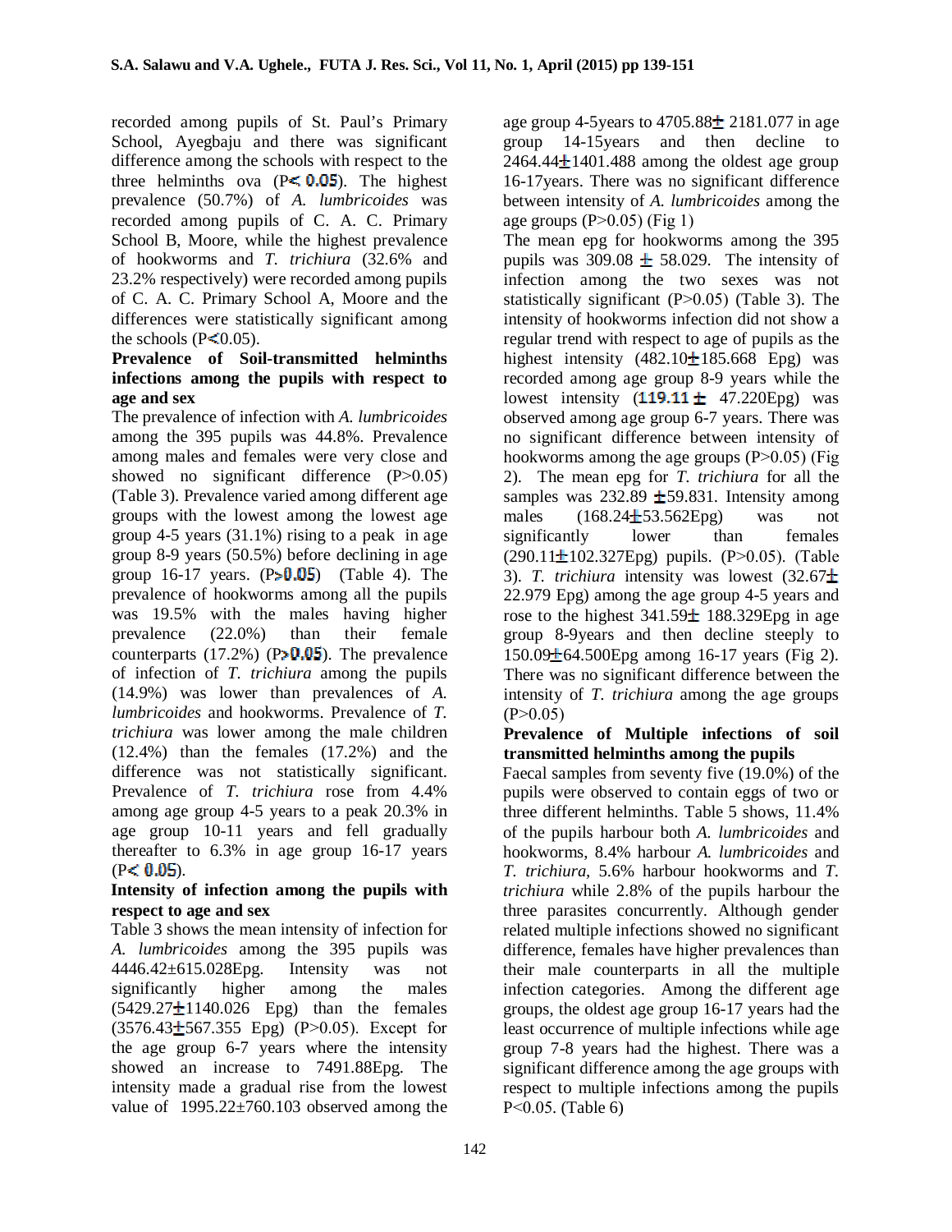recorded among pupils of St. Paul's Primary School, Ayegbaju and there was significant difference among the schools with respect to the three helminths ova ($P < 0.05$). The highest prevalence (50.7%) of *A. lumbricoides* was recorded among pupils of C. A. C. Primary School B, Moore, while the highest prevalence of hookworms and *T. trichiura* (32.6% and 23.2% respectively) were recorded among pupils of C. A. C. Primary School A, Moore and the differences were statistically significant among the schools ($P < 0.05$).

**Prevalence of Soil-transmitted helminths infections among the pupils with respect to age and sex**

The prevalence of infection with *A. lumbricoides* among the 395 pupils was 44.8%. Prevalence among males and females were very close and showed no significant difference ($P > 0.05$) (Table 3). Prevalence varied among different age groups with the lowest among the lowest age group 4-5 years (31.1%) rising to a peak in age group 8-9 years (50.5%) before declining in age group 16-17 years. ($P > 0.05$) (Table 4). The prevalence of hookworms among all the pupils was 19.5% with the males having higher prevalence (22.0%) than their female counterparts (17.2%) ($P > 0.05$). The prevalence of infection of *T. trichiura* among the pupils (14.9%) was lower than prevalences of *A. lumbricoides* and hookworms. Prevalence of *T. trichiura* was lower among the male children (12.4%) than the females (17.2%) and the difference was not statistically significant. Prevalence of *T. trichiura* rose from 4.4% among age group 4-5 years to a peak 20.3% in age group 10-11 years and fell gradually thereafter to 6.3% in age group 16-17 years ($P < 0.05$).

**Intensity of infection among the pupils with respect to age and sex**

Table 3 shows the mean intensity of infection for *A. lumbricoides* among the 395 pupils was 4446.42±615.028Epg. Intensity was not significantly higher among the males (5429.27±1140.026 Epg) than the females (3576.43±567.355 Epg) ($P > 0.05$). Except for the age group 6-7 years where the intensity showed an increase to 7491.88Epg. The intensity made a gradual rise from the lowest value of 1995.22±760.103 observed among the age group 4-5years to 4705.88± 2181.077 in age group 14-15years and then decline to 2464.44±1401.488 among the oldest age group 16-17years. There was no significant difference between intensity of *A. lumbricoides* among the age groups ($P > 0.05$) (Fig 1)

The mean epg for hookworms among the 395 pupils was 309.08 ± 58.029. The intensity of infection among the two sexes was not statistically significant ($P > 0.05$) (Table 3). The intensity of hookworms infection did not show a regular trend with respect to age of pupils as the highest intensity (482.10±185.668 Epg) was recorded among age group 8-9 years while the lowest intensity (119.11 ± 47.220Epg) was observed among age group 6-7 years. There was no significant difference between intensity of hookworms among the age groups ($P > 0.05$) (Fig 2). The mean epg for *T. trichiura* for all the samples was 232.89 ±59.831. Intensity among males (168.24±53.562Epg) was not significantly lower than females (290.11±102.327Epg) pupils. ($P > 0.05$). (Table 3). *T. trichiura* intensity was lowest (32.67± 22.979 Epg) among the age group 4-5 years and rose to the highest 341.59± 188.329Epg in age group 8-9years and then decline steeply to 150.09±64.500Epg among 16-17 years (Fig 2). There was no significant difference between the intensity of *T. trichiura* among the age groups ($P > 0.05$)

**Prevalence of Multiple infections of soil transmitted helminths among the pupils**

Faecal samples from seventy five (19.0%) of the pupils were observed to contain eggs of two or three different helminths. Table 5 shows, 11.4% of the pupils harbour both *A. lumbricoides* and hookworms, 8.4% harbour *A. lumbricoides* and *T. trichiura*, 5.6% harbour hookworms and *T. trichiura* while 2.8% of the pupils harbour the three parasites concurrently. Although gender related multiple infections showed no significant difference, females have higher prevalences than their male counterparts in all the multiple infection categories. Among the different age groups, the oldest age group 16-17 years had the least occurrence of multiple infections while age group 7-8 years had the highest. There was a significant difference among the age groups with respect to multiple infections among the pupils $P < 0.05$. (Table 6)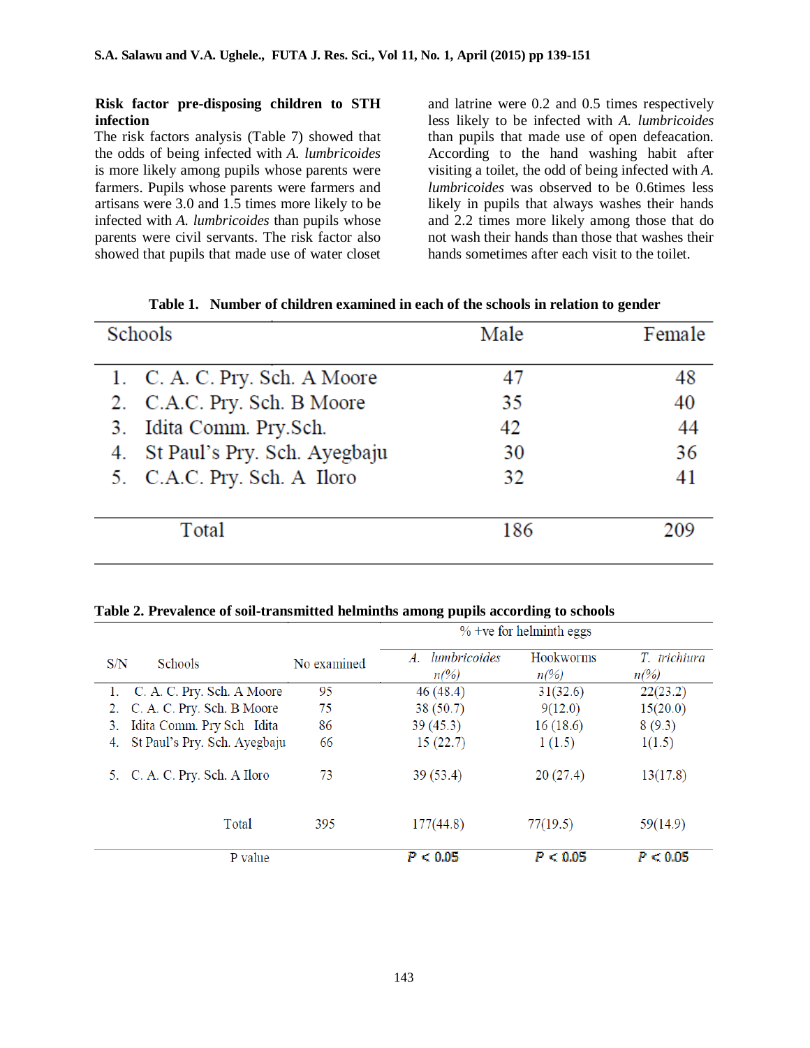**Risk factor pre-disposing children to STH infection**

The risk factors analysis (Table 7) showed that the odds of being infected with *A. lumbricoides* is more likely among pupils whose parents were farmers. Pupils whose parents were farmers and artisans were 3.0 and 1.5 times more likely to be infected with *A. lumbricoides* than pupils whose parents were civil servants. The risk factor also showed that pupils that made use of water closet and latrine were 0.2 and 0.5 times respectively less likely to be infected with *A. lumbricoides* than pupils that made use of open defeacation. According to the hand washing habit after visiting a toilet, the odd of being infected with *A. lumbricoides* was observed to be 0.6times less likely in pupils that always washes their hands and 2.2 times more likely among those that do not wash their hands than those that washes their hands sometimes after each visit to the toilet.

**Table 1. Number of children examined in each of the schools in relation to gender**

| Schools | Male | Female |
|---|---|---|
| 1. C. A. C. Pry. Sch. A Moore | 47 | 48 |
| 2. C.A.C. Pry. Sch. B Moore | 35 | 40 |
| 3. Idita Comm. Pry.Sch. | 42 | 44 |
| 4. St Paul's Pry. Sch. Ayegbaju | 30 | 36 |
| 5. C.A.C. Pry. Sch. A Iloro | 32 | 41 |
| Total | 186 | 209 |

**Table 2. Prevalence of soil-transmitted helminths among pupils according to schools**

| S/N | Schools | No examined | % +ve for helminth eggs | | |
|---|---|---|---|---|---|
| | | | *A. lumbricoides* *n(%)* | Hookworms *n(%)* | *T. trichiura* *n(%)* |
| 1. | C. A. C. Pry. Sch. A Moore | 95 | 46 (48.4) | 31(32.6) | 22(23.2) |
| 2. | C. A. C. Pry. Sch. B Moore | 75 | 38 (50.7) | 9(12.0) | 15(20.0) |
| 3. | Idita Comm. Pry Sch Idita | 86 | 39 (45.3) | 16 (18.6) | 8 (9.3) |
| 4. | St Paul's Pry. Sch. Ayegbaju | 66 | 15 (22.7) | 1 (1.5) | 1(1.5) |
| 5. | C. A. C. Pry. Sch. A Iloro | 73 | 39 (53.4) | 20 (27.4) | 13(17.8) |
| | Total | 395 | 177(44.8) | 77(19.5) | 59(14.9) |
| | P value | | $P < 0.05$ | $P < 0.05$ | $P < 0.05$ |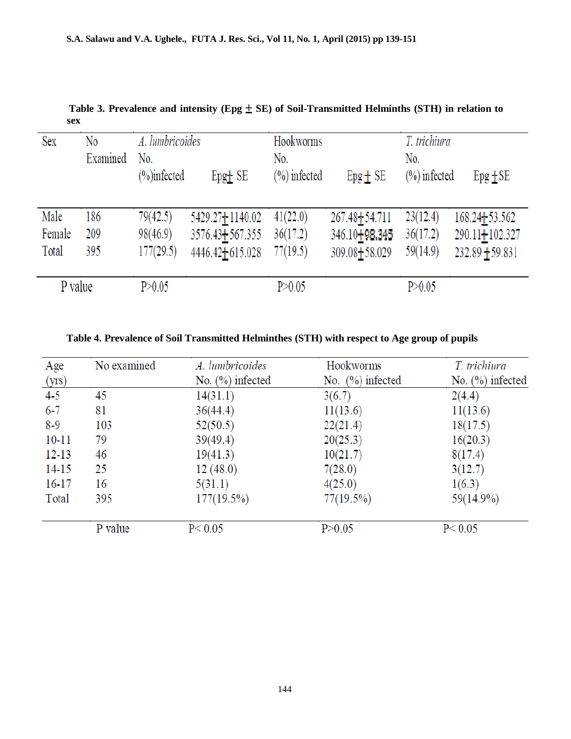**Table 3. Prevalence and intensity (Epg ± SE) of Soil-Transmitted Helminths (STH) in relation to sex**

| Sex | No Examined | *A. lumbricoides* No. (%)infected | Epg± SE | Hookworms No. (%) infected | Epg ± SE | *T. trichiura* No. (%) infected | Epg ± SE |
|---|---|---|---|---|---|---|---|
| Male | 186 | 79(42.5) | 5429.27±1140.02 | 41(22.0) | 267.48±54.711 | 23(12.4) | 168.24±53.562 |
| Female | 209 | 98(46.9) | 3576.43±567.355 | 36(17.2) | 346.10±98.345 | 36(17.2) | 290.11±102.327 |
| Total | 395 | 177(29.5) | 4446.42±615.028 | 77(19.5) | 309.08±58.029 | 59(14.9) | 232.89 ±59.831 |
| P value | | P>0.05 | | P>0.05 | | P>0.05 | |

**Table 4. Prevalence of Soil Transmitted Helminthes (STH) with respect to Age group of pupils**

| Age (yrs) | No examined | *A. lumbricoides* No. (%) infected | Hookworms No. (%) infected | *T. trichiura* No. (%) infected |
|---|---|---|---|---|
| 4-5 | 45 | 14(31.1) | 3(6.7) | 2(4.4) |
| 6-7 | 81 | 36(44.4) | 11(13.6) | 11(13.6) |
| 8-9 | 103 | 52(50.5) | 22(21.4) | 18(17.5) |
| 10-11 | 79 | 39(49.4) | 20(25.3) | 16(20.3) |
| 12-13 | 46 | 19(41.3) | 10(21.7) | 8(17.4) |
| 14-15 | 25 | 12 (48.0) | 7(28.0) | 3(12.7) |
| 16-17 | 16 | 5(31.1) | 4(25.0) | 1(6.3) |
| Total | 395 | 177(19.5%) | 77(19.5%) | 59(14.9%) |
| | P value | P< 0.05 | P>0.05 | P< 0.05 |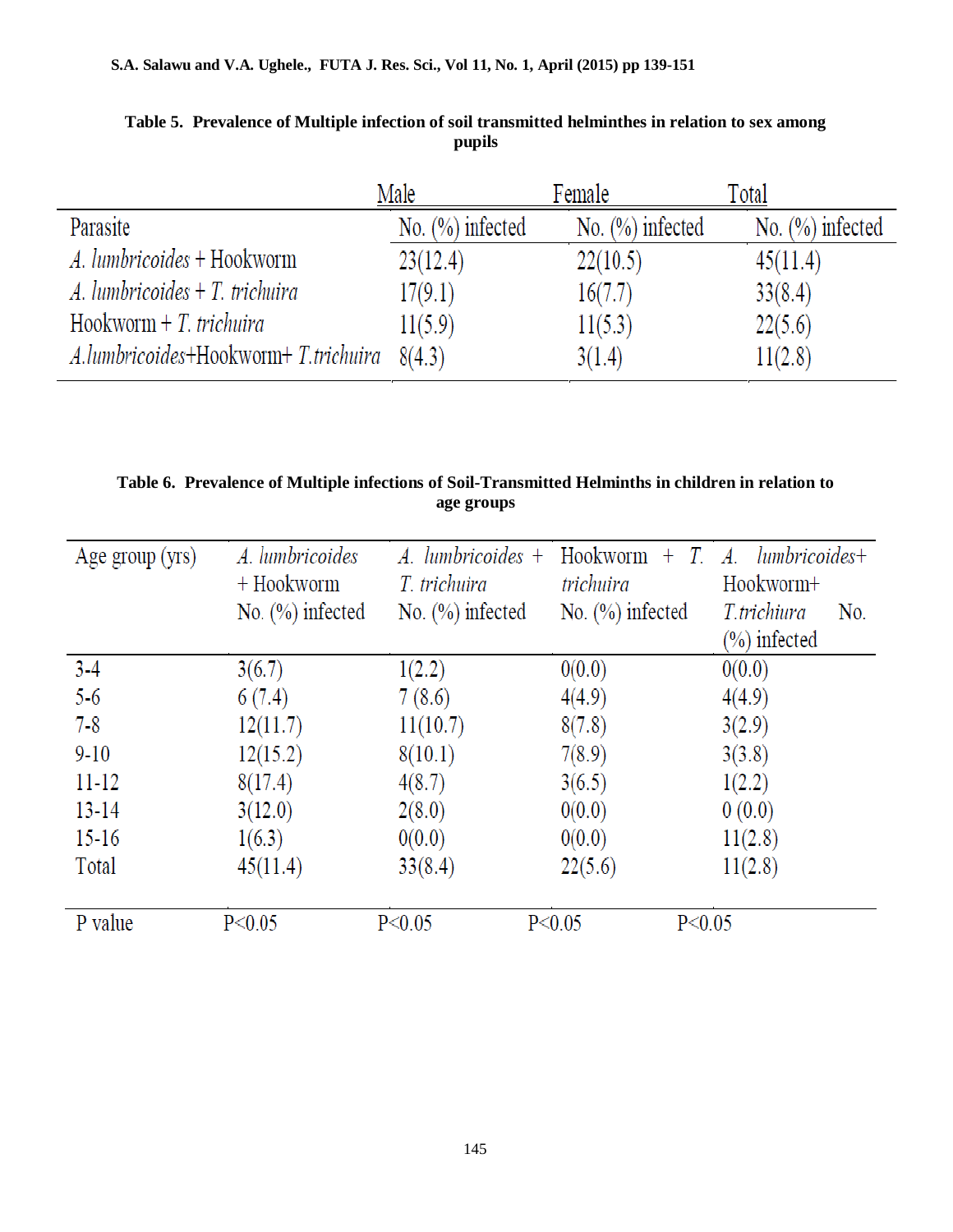**Table 5. Prevalence of Multiple infection of soil transmitted helminthes in relation to sex among pupils**

| | Male | Female | Total |
|---|---|---|---|
| Parasite | No. (%) infected | No. (%) infected | No. (%) infected |
| *A. lumbricoides* + Hookworm | 23(12.4) | 22(10.5) | 45(11.4) |
| *A. lumbricoides* + *T. trichuira* | 17(9.1) | 16(7.7) | 33(8.4) |
| Hookworm + *T. trichuira* | 11(5.9) | 11(5.3) | 22(5.6) |
| *A.lumbricoides*+Hookworm+ *T.trichuira* | 8(4.3) | 3(1.4) | 11(2.8) |

**Table 6. Prevalence of Multiple infections of Soil-Transmitted Helminths in children in relation to age groups**

| Age group (yrs) | *A. lumbricoides* + Hookworm No. (%) infected | *A. lumbricoides* + *T. trichuira* No. (%) infected | Hookworm + *T. trichuira* No. (%) infected | *A. lumbricoides*+ Hookworm+ *T.trichiura* No. (%) infected |
|---|---|---|---|---|
| 3-4 | 3(6.7) | 1(2.2) | 0(0.0) | 0(0.0) |
| 5-6 | 6 (7.4) | 7 (8.6) | 4(4.9) | 4(4.9) |
| 7-8 | 12(11.7) | 11(10.7) | 8(7.8) | 3(2.9) |
| 9-10 | 12(15.2) | 8(10.1) | 7(8.9) | 3(3.8) |
| 11-12 | 8(17.4) | 4(8.7) | 3(6.5) | 1(2.2) |
| 13-14 | 3(12.0) | 2(8.0) | 0(0.0) | 0 (0.0) |
| 15-16 | 1(6.3) | 0(0.0) | 0(0.0) | 11(2.8) |
| Total | 45(11.4) | 33(8.4) | 22(5.6) | 11(2.8) |
| P value | P<0.05 | P<0.05 | P<0.05 | P<0.05 |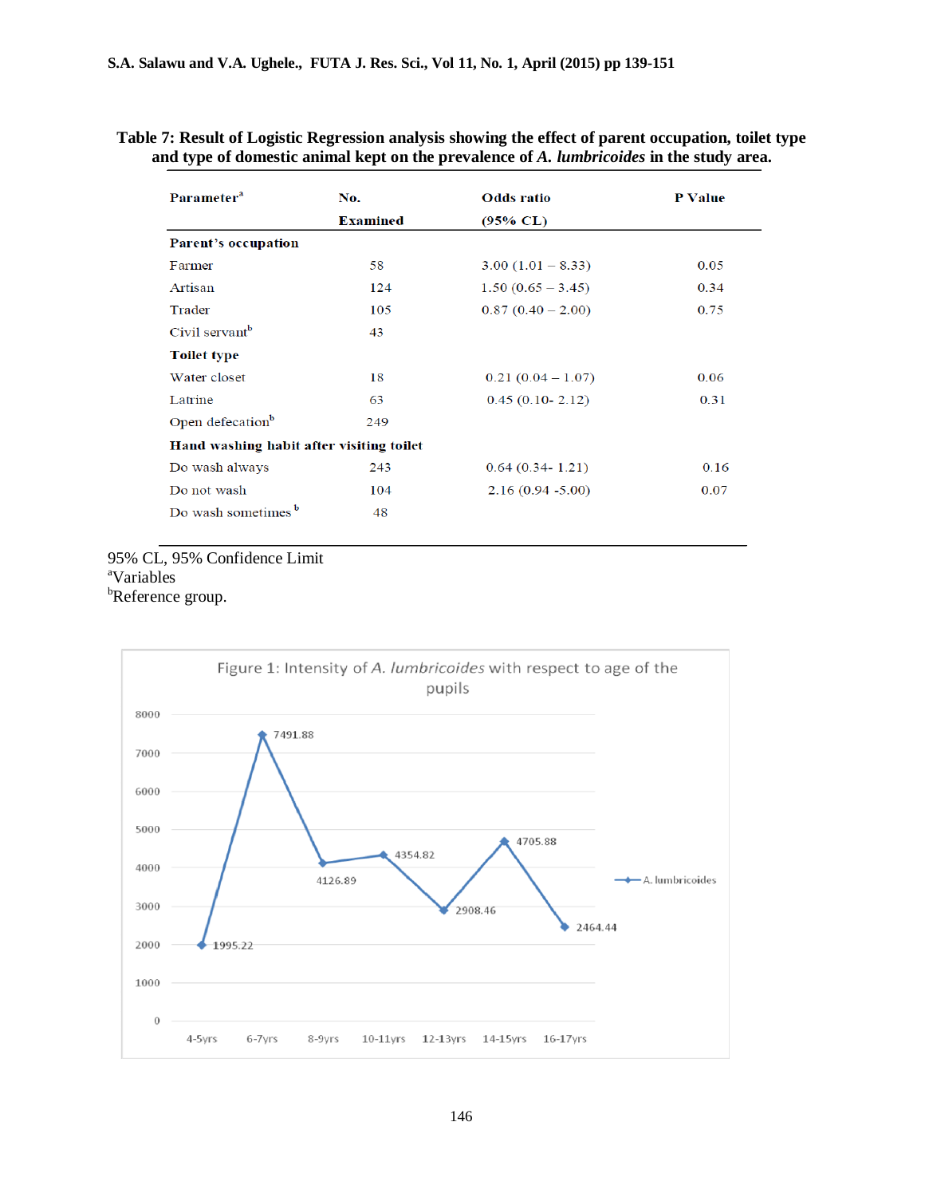**Table 7: Result of Logistic Regression analysis showing the effect of parent occupation, toilet type and type of domestic animal kept on the prevalence of *A. lumbricoides* in the study area.**

| Parameter[a] | No. Examined | Odds ratio (95% CL) | P Value |
|---|---|---|---|
| **Parent's occupation** | | | |
| Farmer | 58 | 3.00 (1.01 – 8.33) | 0.05 |
| Artisan | 124 | 1.50 (0.65 – 3.45) | 0.34 |
| Trader | 105 | 0.87 (0.40 – 2.00) | 0.75 |
| Civil servant[b] | 43 | | |
| **Toilet type** | | | |
| Water closet | 18 | 0.21 (0.04 – 1.07) | 0.06 |
| Latrine | 63 | 0.45 (0.10- 2.12) | 0.31 |
| Open defecation[b] | 249 | | |
| **Hand washing habit after visiting toilet** | | | |
| Do wash always | 243 | 0.64 (0.34- 1.21) | 0.16 |
| Do not wash | 104 | 2.16 (0.94 -5.00) | 0.07 |
| Do wash sometimes[b] | 48 | | |

95% CL, 95% Confidence Limit
[a]Variables
[b]Reference group.

Figure 1: Intensity of *A. lumbricoides* with respect to age of the pupils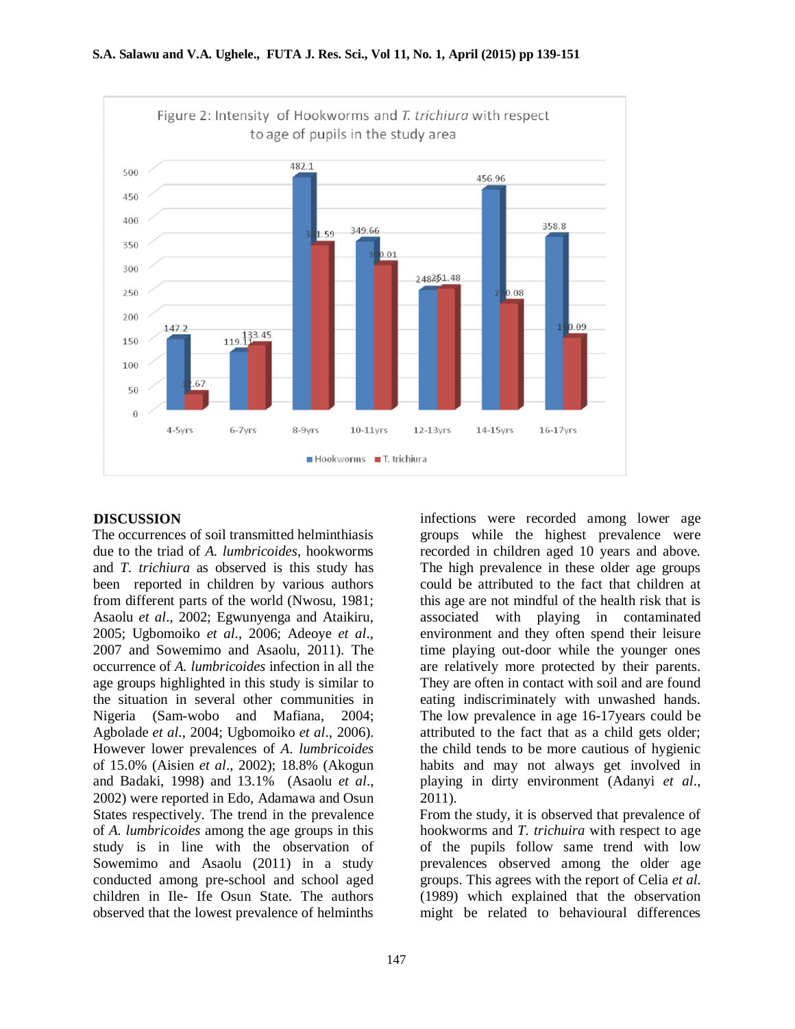Figure 2: Intensity of Hookworms and *T. trichiura* with respect to age of pupils in the study area

## DISCUSSION

The occurrences of soil transmitted helminthiasis due to the triad of *A. lumbricoides*, hookworms and *T. trichiura* as observed is this study has been reported in children by various authors from different parts of the world (Nwosu, 1981; Asaolu *et al*., 2002; Egwunyenga and Ataikiru, 2005; Ugbomoiko *et al*., 2006; Adeoye *et al*., 2007 and Sowemimo and Asaolu, 2011). The occurrence of *A. lumbricoides* infection in all the age groups highlighted in this study is similar to the situation in several other communities in Nigeria (Sam-wobo and Mafiana, 2004; Agbolade *et al*., 2004; Ugbomoiko *et al*., 2006). However lower prevalences of *A. lumbricoides* of 15.0% (Aisien *et al*., 2002); 18.8% (Akogun and Badaki, 1998) and 13.1% (Asaolu *et al*., 2002) were reported in Edo, Adamawa and Osun States respectively. The trend in the prevalence of *A. lumbricoides* among the age groups in this study is in line with the observation of Sowemimo and Asaolu (2011) in a study conducted among pre-school and school aged children in Ile- Ife Osun State. The authors observed that the lowest prevalence of helminths infections were recorded among lower age groups while the highest prevalence were recorded in children aged 10 years and above. The high prevalence in these older age groups could be attributed to the fact that children at this age are not mindful of the health risk that is associated with playing in contaminated environment and they often spend their leisure time playing out-door while the younger ones are relatively more protected by their parents. They are often in contact with soil and are found eating indiscriminately with unwashed hands. The low prevalence in age 16-17years could be attributed to the fact that as a child gets older; the child tends to be more cautious of hygienic habits and may not always get involved in playing in dirty environment (Adanyi *et al*., 2011).

From the study, it is observed that prevalence of hookworms and *T. trichuira* with respect to age of the pupils follow same trend with low prevalences observed among the older age groups. This agrees with the report of Celia *et al*. (1989) which explained that the observation might be related to behavioural differences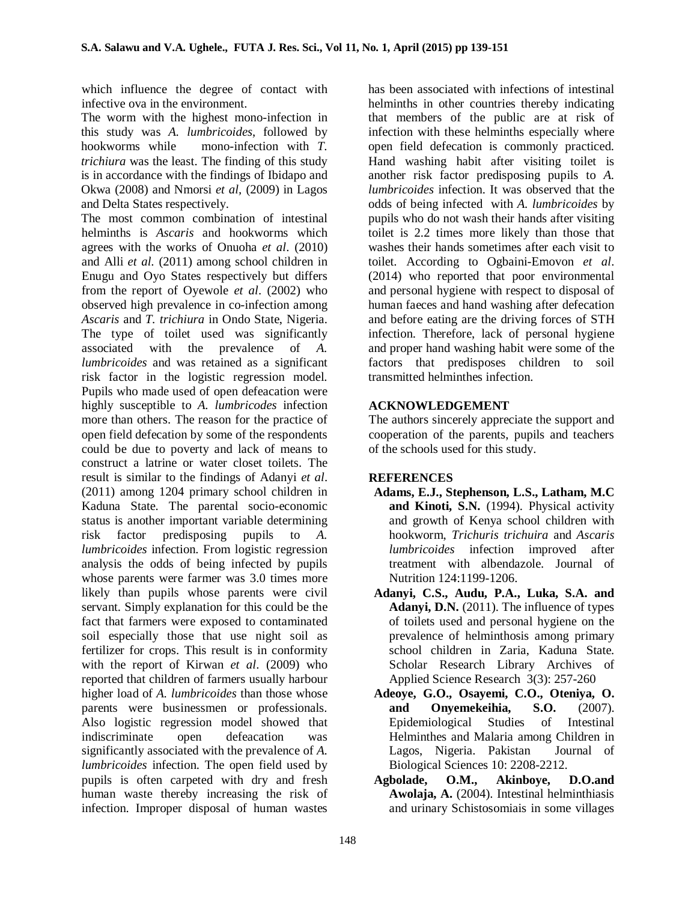which influence the degree of contact with infective ova in the environment.

The worm with the highest mono-infection in this study was *A. lumbricoides*, followed by hookworms while mono-infection with *T. trichiura* was the least. The finding of this study is in accordance with the findings of Ibidapo and Okwa (2008) and Nmorsi *et al*, (2009) in Lagos and Delta States respectively.

The most common combination of intestinal helminths is *Ascaris* and hookworms which agrees with the works of Onuoha *et al*. (2010) and Alli *et al*. (2011) among school children in Enugu and Oyo States respectively but differs from the report of Oyewole *et al*. (2002) who observed high prevalence in co-infection among *Ascaris* and *T. trichiura* in Ondo State, Nigeria. The type of toilet used was significantly associated with the prevalence of *A. lumbricoides* and was retained as a significant risk factor in the logistic regression model. Pupils who made used of open defeacation were highly susceptible to *A. lumbricodes* infection more than others. The reason for the practice of open field defecation by some of the respondents could be due to poverty and lack of means to construct a latrine or water closet toilets. The result is similar to the findings of Adanyi *et al*. (2011) among 1204 primary school children in Kaduna State. The parental socio-economic status is another important variable determining risk factor predisposing pupils to *A. lumbricoides* infection. From logistic regression analysis the odds of being infected by pupils whose parents were farmer was 3.0 times more likely than pupils whose parents were civil servant. Simply explanation for this could be the fact that farmers were exposed to contaminated soil especially those that use night soil as fertilizer for crops. This result is in conformity with the report of Kirwan *et al*. (2009) who reported that children of farmers usually harbour higher load of *A. lumbricoides* than those whose parents were businessmen or professionals. Also logistic regression model showed that indiscriminate open defeacation was significantly associated with the prevalence of *A. lumbricoides* infection. The open field used by pupils is often carpeted with dry and fresh human waste thereby increasing the risk of infection. Improper disposal of human wastes has been associated with infections of intestinal helminths in other countries thereby indicating that members of the public are at risk of infection with these helminths especially where open field defecation is commonly practiced. Hand washing habit after visiting toilet is another risk factor predisposing pupils to *A. lumbricoides* infection. It was observed that the odds of being infected with *A. lumbricoides* by pupils who do not wash their hands after visiting toilet is 2.2 times more likely than those that washes their hands sometimes after each visit to toilet. According to Ogbaini-Emovon *et al*. (2014) who reported that poor environmental and personal hygiene with respect to disposal of human faeces and hand washing after defecation and before eating are the driving forces of STH infection. Therefore, lack of personal hygiene and proper hand washing habit were some of the factors that predisposes children to soil transmitted helminthes infection.

## ACKNOWLEDGEMENT

The authors sincerely appreciate the support and cooperation of the parents, pupils and teachers of the schools used for this study.

## REFERENCES

**Adams, E.J., Stephenson, L.S., Latham, M.C and Kinoti, S.N.** (1994). Physical activity and growth of Kenya school children with hookworm, *Trichuris trichuira* and *Ascaris lumbricoides* infection improved after treatment with albendazole. Journal of Nutrition 124:1199-1206.

**Adanyi, C.S., Audu, P.A., Luka, S.A. and Adanyi, D.N.** (2011). The influence of types of toilets used and personal hygiene on the prevalence of helminthosis among primary school children in Zaria, Kaduna State. Scholar Research Library Archives of Applied Science Research 3(3): 257-260

**Adeoye, G.O., Osayemi, C.O., Oteniya, O. and Onyemekeihia, S.O.** (2007). Epidemiological Studies of Intestinal Helminthes and Malaria among Children in Lagos, Nigeria. Pakistan Journal of Biological Sciences 10: 2208-2212.

**Agbolade, O.M., Akinboye, D.O.and Awolaja, A.** (2004). Intestinal helminthiasis and urinary Schistosomiais in some villages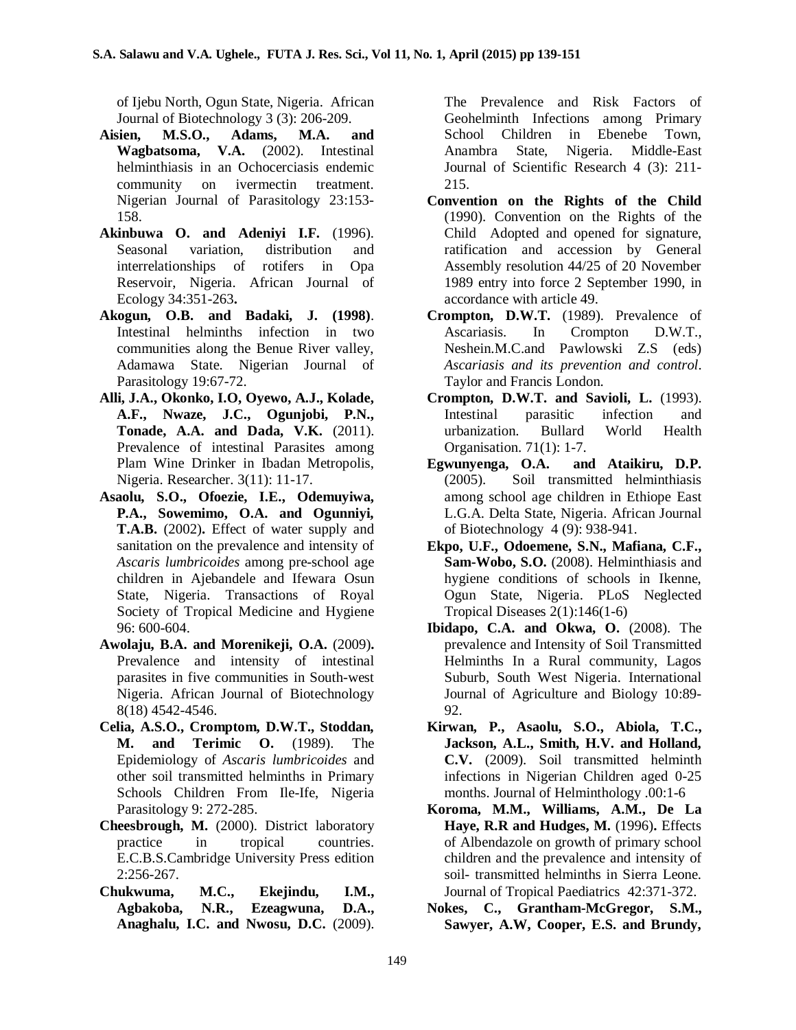of Ijebu North, Ogun State, Nigeria. African Journal of Biotechnology 3 (3): 206-209.

**Aisien, M.S.O., Adams, M.A. and Wagbatsoma, V.A.** (2002). Intestinal helminthiasis in an Ochocerciasis endemic community on ivermectin treatment. Nigerian Journal of Parasitology 23:153-158.

**Akinbuwa O. and Adeniyi I.F.** (1996). Seasonal variation, distribution and interrelationships of rotifers in Opa Reservoir, Nigeria. African Journal of Ecology 34:351-263**.**

**Akogun, O.B. and Badaki, J. (1998)**. Intestinal helminths infection in two communities along the Benue River valley, Adamawa State. Nigerian Journal of Parasitology 19:67-72.

**Alli, J.A., Okonko, I.O, Oyewo, A.J., Kolade, A.F., Nwaze, J.C., Ogunjobi, P.N., Tonade, A.A. and Dada, V.K.** (2011). Prevalence of intestinal Parasites among Plam Wine Drinker in Ibadan Metropolis, Nigeria. Researcher. 3(11): 11-17.

**Asaolu, S.O., Ofoezie, I.E., Odemuyiwa, P.A., Sowemimo, O.A. and Ogunniyi, T.A.B.** (2002)**.** Effect of water supply and sanitation on the prevalence and intensity of *Ascaris lumbricoides* among pre-school age children in Ajebandele and Ifewara Osun State, Nigeria. Transactions of Royal Society of Tropical Medicine and Hygiene 96: 600-604.

**Awolaju, B.A. and Morenikeji, O.A.** (2009)**.** Prevalence and intensity of intestinal parasites in five communities in South-west Nigeria. African Journal of Biotechnology 8(18) 4542-4546.

**Celia, A.S.O., Cromptom, D.W.T., Stoddan, M. and Terimic O.** (1989). The Epidemiology of *Ascaris lumbricoides* and other soil transmitted helminths in Primary Schools Children From Ile-Ife, Nigeria Parasitology 9: 272-285.

**Cheesbrough, M.** (2000). District laboratory practice in tropical countries. E.C.B.S.Cambridge University Press edition 2:256-267.

**Chukwuma, M.C., Ekejindu, I.M., Agbakoba, N.R., Ezeagwuna, D.A., Anaghalu, I.C. and Nwosu, D.C.** (2009). The Prevalence and Risk Factors of Geohelminth Infections among Primary School Children in Ebenebe Town, Anambra State, Nigeria. Middle-East Journal of Scientific Research 4 (3): 211-215.

**Convention on the Rights of the Child** (1990). Convention on the Rights of the Child Adopted and opened for signature, ratification and accession by General Assembly resolution 44/25 of 20 November 1989 entry into force 2 September 1990, in accordance with article 49.

**Crompton, D.W.T.** (1989). Prevalence of Ascariasis. In Crompton D.W.T., Neshein.M.C.and Pawlowski Z.S (eds) *Ascariasis and its prevention and control*. Taylor and Francis London.

**Crompton, D.W.T. and Savioli, L.** (1993). Intestinal parasitic infection and urbanization. Bullard World Health Organisation. 71(1): 1-7.

**Egwunyenga, O.A. and Ataikiru, D.P.** (2005). Soil transmitted helminthiasis among school age children in Ethiope East L.G.A. Delta State, Nigeria. African Journal of Biotechnology 4 (9): 938-941.

**Ekpo, U.F., Odoemene, S.N., Mafiana, C.F., Sam-Wobo, S.O.** (2008). Helminthiasis and hygiene conditions of schools in Ikenne, Ogun State, Nigeria. PLoS Neglected Tropical Diseases 2(1):146(1-6)

**Ibidapo, C.A. and Okwa, O.** (2008). The prevalence and Intensity of Soil Transmitted Helminths In a Rural community, Lagos Suburb, South West Nigeria. International Journal of Agriculture and Biology 10:89-92.

**Kirwan, P., Asaolu, S.O., Abiola, T.C., Jackson, A.L., Smith, H.V. and Holland, C.V.** (2009). Soil transmitted helminth infections in Nigerian Children aged 0-25 months. Journal of Helminthology .00:1-6

**Koroma, M.M., Williams, A.M., De La Haye, R.R and Hudges, M.** (1996)**.** Effects of Albendazole on growth of primary school children and the prevalence and intensity of soil- transmitted helminths in Sierra Leone. Journal of Tropical Paediatrics 42:371-372.

**Nokes, C., Grantham-McGregor, S.M., Sawyer, A.W, Cooper, E.S. and Brundy,**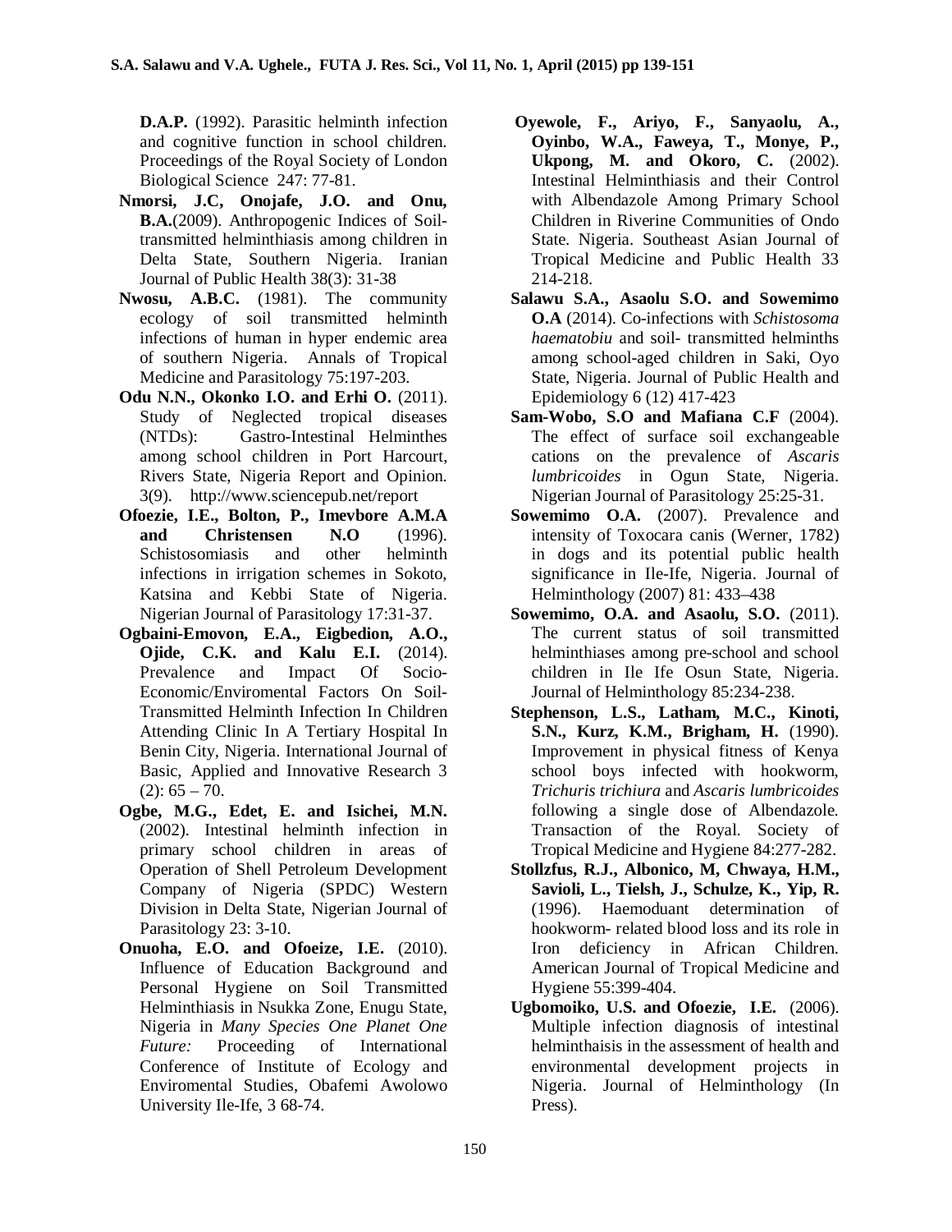**D.A.P.** (1992). Parasitic helminth infection and cognitive function in school children. Proceedings of the Royal Society of London Biological Science 247: 77-81.

**Nmorsi, J.C, Onojafe, J.O. and Onu, B.A.**(2009). Anthropogenic Indices of Soil-transmitted helminthiasis among children in Delta State, Southern Nigeria. Iranian Journal of Public Health 38(3): 31-38

**Nwosu, A.B.C.** (1981). The community ecology of soil transmitted helminth infections of human in hyper endemic area of southern Nigeria. Annals of Tropical Medicine and Parasitology 75:197-203.

**Odu N.N., Okonko I.O. and Erhi O.** (2011). Study of Neglected tropical diseases (NTDs): Gastro-Intestinal Helminthes among school children in Port Harcourt, Rivers State, Nigeria Report and Opinion. 3(9). http://www.sciencepub.net/report

**Ofoezie, I.E., Bolton, P., Imevbore A.M.A and Christensen N.O** (1996). Schistosomiasis and other helminth infections in irrigation schemes in Sokoto, Katsina and Kebbi State of Nigeria. Nigerian Journal of Parasitology 17:31-37.

**Ogbaini-Emovon, E.A., Eigbedion, A.O., Ojide, C.K. and Kalu E.I.** (2014). Prevalence and Impact Of Socio-Economic/Enviromental Factors On Soil-Transmitted Helminth Infection In Children Attending Clinic In A Tertiary Hospital In Benin City, Nigeria. International Journal of Basic, Applied and Innovative Research 3 (2): 65 – 70.

**Ogbe, M.G., Edet, E. and Isichei, M.N.** (2002). Intestinal helminth infection in primary school children in areas of Operation of Shell Petroleum Development Company of Nigeria (SPDC) Western Division in Delta State, Nigerian Journal of Parasitology 23: 3-10.

**Onuoha, E.O. and Ofoeize, I.E.** (2010). Influence of Education Background and Personal Hygiene on Soil Transmitted Helminthiasis in Nsukka Zone, Enugu State, Nigeria in *Many Species One Planet One Future:* Proceeding of International Conference of Institute of Ecology and Enviromental Studies, Obafemi Awolowo University Ile-Ife, 3 68-74.

**Oyewole, F., Ariyo, F., Sanyaolu, A., Oyinbo, W.A., Faweya, T., Monye, P., Ukpong, M. and Okoro, C.** (2002). Intestinal Helminthiasis and their Control with Albendazole Among Primary School Children in Riverine Communities of Ondo State. Nigeria. Southeast Asian Journal of Tropical Medicine and Public Health 33 214-218.

**Salawu S.A., Asaolu S.O. and Sowemimo O.A** (2014). Co-infections with *Schistosoma haematobiu* and soil- transmitted helminths among school-aged children in Saki, Oyo State, Nigeria. Journal of Public Health and Epidemiology 6 (12) 417-423

**Sam-Wobo, S.O and Mafiana C.F** (2004). The effect of surface soil exchangeable cations on the prevalence of *Ascaris lumbricoides* in Ogun State, Nigeria. Nigerian Journal of Parasitology 25:25-31.

**Sowemimo O.A.** (2007). Prevalence and intensity of Toxocara canis (Werner, 1782) in dogs and its potential public health significance in Ile-Ife, Nigeria. Journal of Helminthology (2007) 81: 433–438

**Sowemimo, O.A. and Asaolu, S.O.** (2011). The current status of soil transmitted helminthiases among pre-school and school children in Ile Ife Osun State, Nigeria. Journal of Helminthology 85:234-238.

**Stephenson, L.S., Latham, M.C., Kinoti, S.N., Kurz, K.M., Brigham, H.** (1990). Improvement in physical fitness of Kenya school boys infected with hookworm, *Trichuris trichiura* and *Ascaris lumbricoides* following a single dose of Albendazole. Transaction of the Royal. Society of Tropical Medicine and Hygiene 84:277-282.

**Stollzfus, R.J., Albonico, M, Chwaya, H.M., Savioli, L., Tielsh, J., Schulze, K., Yip, R.** (1996). Haemoduant determination of hookworm- related blood loss and its role in Iron deficiency in African Children. American Journal of Tropical Medicine and Hygiene 55:399-404.

**Ugbomoiko, U.S. and Ofoezie, I.E.** (2006). Multiple infection diagnosis of intestinal helminthaisis in the assessment of health and environmental development projects in Nigeria. Journal of Helminthology (In Press).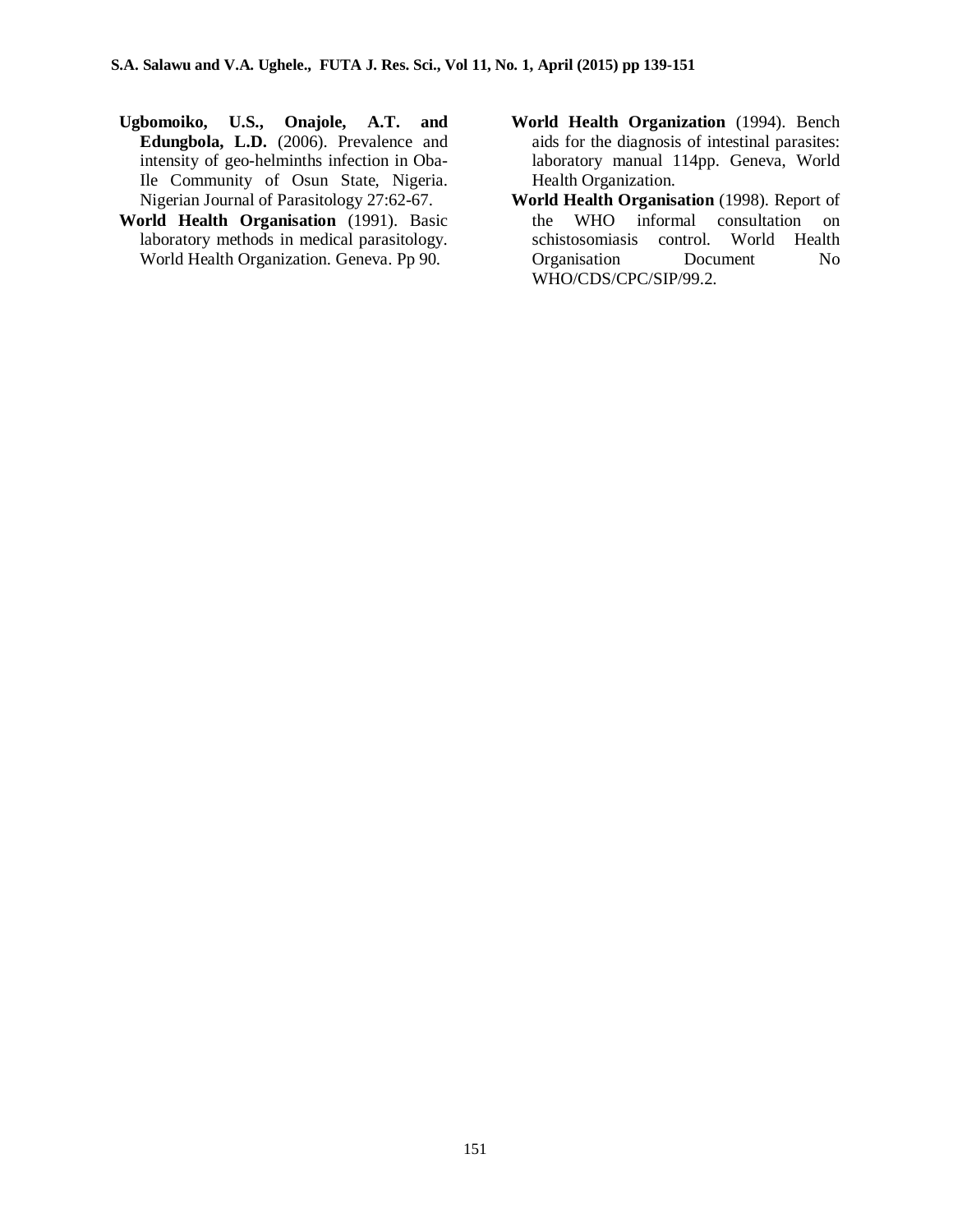**Ugbomoiko, U.S., Onajole, A.T. and Edungbola, L.D.** (2006). Prevalence and intensity of geo-helminths infection in Oba-Ile Community of Osun State, Nigeria. Nigerian Journal of Parasitology 27:62-67.

**World Health Organisation** (1991). Basic laboratory methods in medical parasitology. World Health Organization. Geneva. Pp 90.

**World Health Organization** (1994). Bench aids for the diagnosis of intestinal parasites: laboratory manual 114pp. Geneva, World Health Organization.

**World Health Organisation** (1998). Report of the WHO informal consultation on schistosomiasis control. World Health Organisation Document No WHO/CDS/CPC/SIP/99.2.